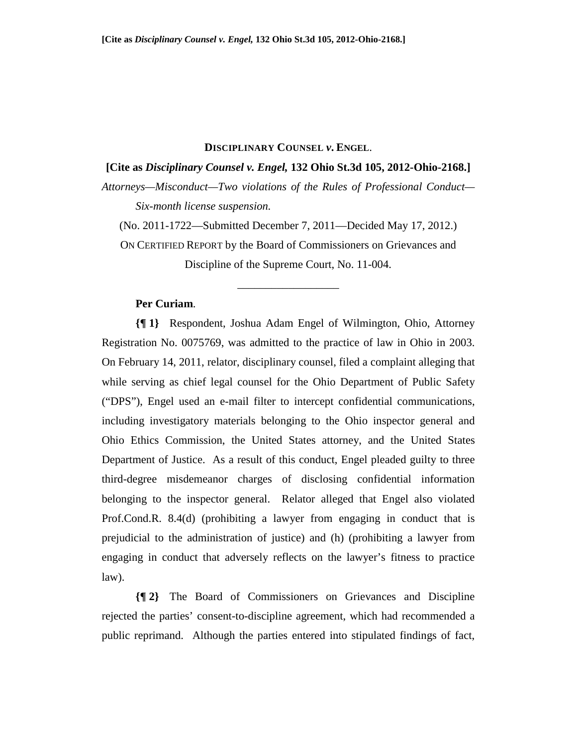**DISCIPLINARY COUNSEL *v.* ENGEL.**

**[Cite as *Disciplinary Counsel v. Engel,* 132 Ohio St.3d 105, 2012-Ohio-2168.]**

*Attorneys—Misconduct—Two violations of the Rules of Professional Conduct—Six-month license suspension.*

(No. 2011-1722—Submitted December 7, 2011—Decided May 17, 2012.)

ON CERTIFIED REPORT by the Board of Commissioners on Grievances and Discipline of the Supreme Court, No. 11-004.

---

**Per Curiam.**

**{¶ 1}** Respondent, Joshua Adam Engel of Wilmington, Ohio, Attorney Registration No. 0075769, was admitted to the practice of law in Ohio in 2003. On February 14, 2011, relator, disciplinary counsel, filed a complaint alleging that while serving as chief legal counsel for the Ohio Department of Public Safety ("DPS"), Engel used an e-mail filter to intercept confidential communications, including investigatory materials belonging to the Ohio inspector general and Ohio Ethics Commission, the United States attorney, and the United States Department of Justice. As a result of this conduct, Engel pleaded guilty to three third-degree misdemeanor charges of disclosing confidential information belonging to the inspector general. Relator alleged that Engel also violated Prof.Cond.R. 8.4(d) (prohibiting a lawyer from engaging in conduct that is prejudicial to the administration of justice) and (h) (prohibiting a lawyer from engaging in conduct that adversely reflects on the lawyer's fitness to practice law).

**{¶ 2}** The Board of Commissioners on Grievances and Discipline rejected the parties' consent-to-discipline agreement, which had recommended a public reprimand. Although the parties entered into stipulated findings of fact,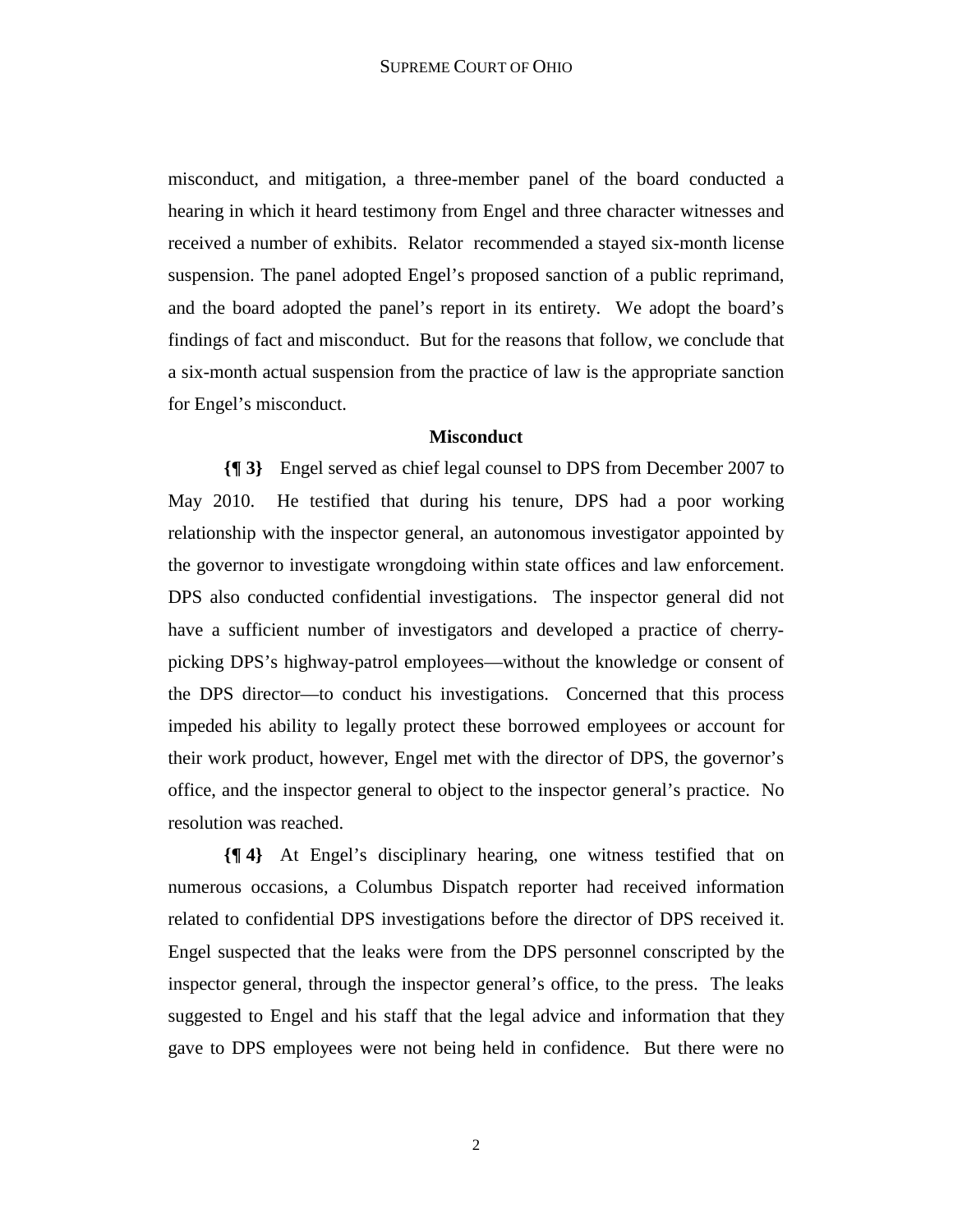misconduct, and mitigation, a three-member panel of the board conducted a hearing in which it heard testimony from Engel and three character witnesses and received a number of exhibits. Relator recommended a stayed six-month license suspension. The panel adopted Engel's proposed sanction of a public reprimand, and the board adopted the panel's report in its entirety. We adopt the board's findings of fact and misconduct. But for the reasons that follow, we conclude that a six-month actual suspension from the practice of law is the appropriate sanction for Engel's misconduct.

## Misconduct

**{¶ 3}** Engel served as chief legal counsel to DPS from December 2007 to May 2010. He testified that during his tenure, DPS had a poor working relationship with the inspector general, an autonomous investigator appointed by the governor to investigate wrongdoing within state offices and law enforcement. DPS also conducted confidential investigations. The inspector general did not have a sufficient number of investigators and developed a practice of cherry-picking DPS's highway-patrol employees—without the knowledge or consent of the DPS director—to conduct his investigations. Concerned that this process impeded his ability to legally protect these borrowed employees or account for their work product, however, Engel met with the director of DPS, the governor's office, and the inspector general to object to the inspector general's practice. No resolution was reached.

**{¶ 4}** At Engel's disciplinary hearing, one witness testified that on numerous occasions, a Columbus Dispatch reporter had received information related to confidential DPS investigations before the director of DPS received it. Engel suspected that the leaks were from the DPS personnel conscripted by the inspector general, through the inspector general's office, to the press. The leaks suggested to Engel and his staff that the legal advice and information that they gave to DPS employees were not being held in confidence. But there were no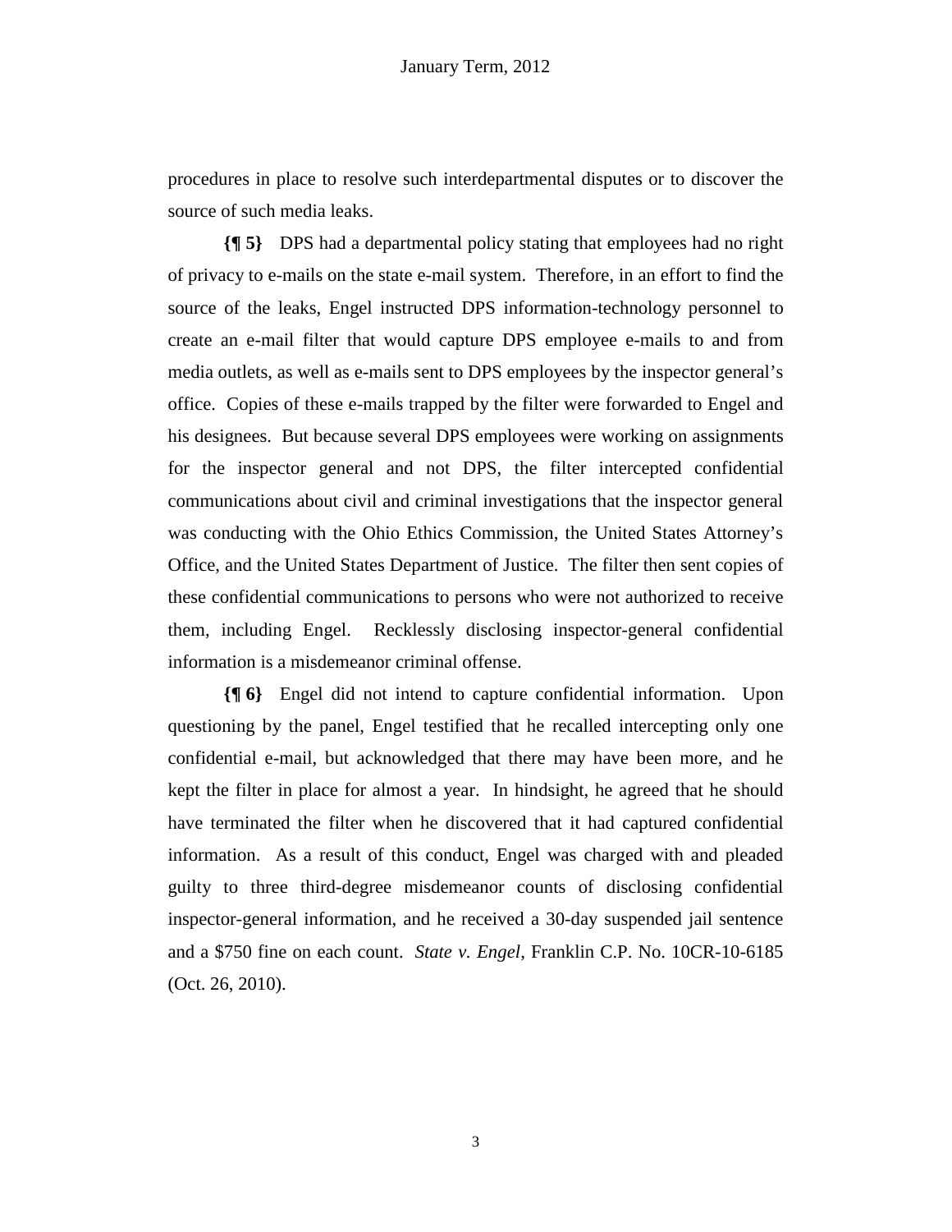procedures in place to resolve such interdepartmental disputes or to discover the source of such media leaks.

**{¶ 5}** DPS had a departmental policy stating that employees had no right of privacy to e-mails on the state e-mail system. Therefore, in an effort to find the source of the leaks, Engel instructed DPS information-technology personnel to create an e-mail filter that would capture DPS employee e-mails to and from media outlets, as well as e-mails sent to DPS employees by the inspector general's office. Copies of these e-mails trapped by the filter were forwarded to Engel and his designees. But because several DPS employees were working on assignments for the inspector general and not DPS, the filter intercepted confidential communications about civil and criminal investigations that the inspector general was conducting with the Ohio Ethics Commission, the United States Attorney's Office, and the United States Department of Justice. The filter then sent copies of these confidential communications to persons who were not authorized to receive them, including Engel. Recklessly disclosing inspector-general confidential information is a misdemeanor criminal offense.

**{¶ 6}** Engel did not intend to capture confidential information. Upon questioning by the panel, Engel testified that he recalled intercepting only one confidential e-mail, but acknowledged that there may have been more, and he kept the filter in place for almost a year. In hindsight, he agreed that he should have terminated the filter when he discovered that it had captured confidential information. As a result of this conduct, Engel was charged with and pleaded guilty to three third-degree misdemeanor counts of disclosing confidential inspector-general information, and he received a 30-day suspended jail sentence and a $750 fine on each count. *State v. Engel*, Franklin C.P. No. 10CR-10-6185 (Oct. 26, 2010).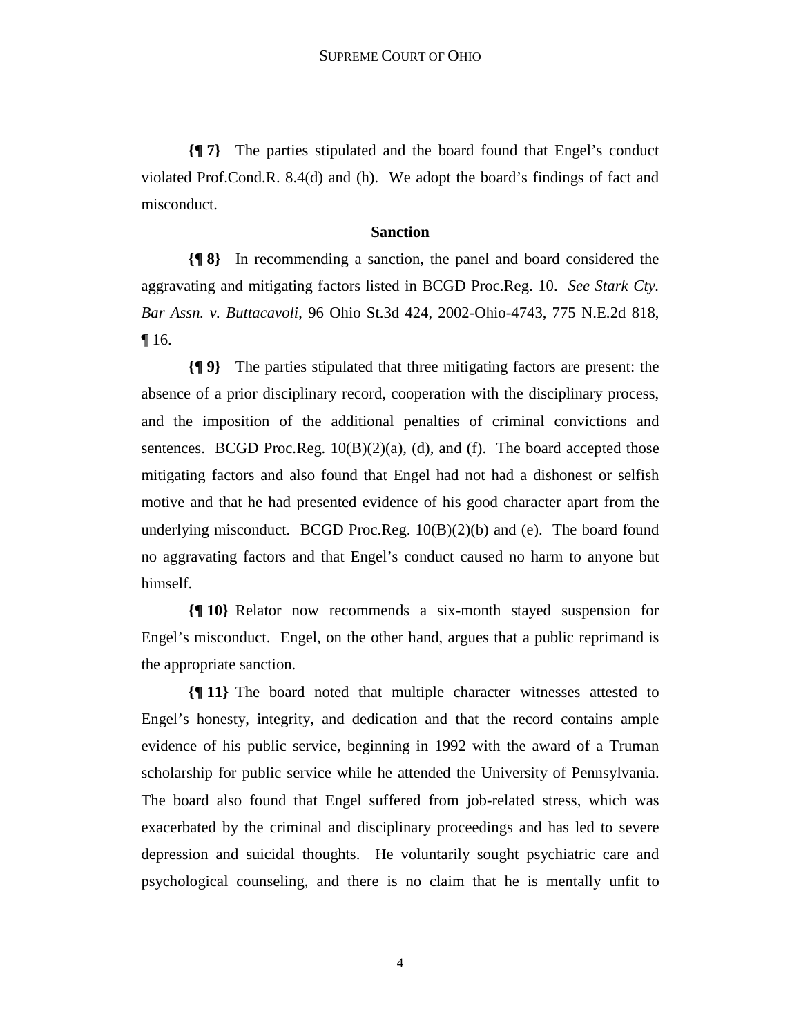**{¶ 7}** The parties stipulated and the board found that Engel's conduct violated Prof.Cond.R. 8.4(d) and (h). We adopt the board's findings of fact and misconduct.

## Sanction

**{¶ 8}** In recommending a sanction, the panel and board considered the aggravating and mitigating factors listed in BCGD Proc.Reg. 10. *See Stark Cty. Bar Assn. v. Buttacavoli*, 96 Ohio St.3d 424, 2002-Ohio-4743, 775 N.E.2d 818, ¶ 16.

**{¶ 9}** The parties stipulated that three mitigating factors are present: the absence of a prior disciplinary record, cooperation with the disciplinary process, and the imposition of the additional penalties of criminal convictions and sentences. BCGD Proc.Reg. 10(B)(2)(a), (d), and (f). The board accepted those mitigating factors and also found that Engel had not had a dishonest or selfish motive and that he had presented evidence of his good character apart from the underlying misconduct. BCGD Proc.Reg. 10(B)(2)(b) and (e). The board found no aggravating factors and that Engel's conduct caused no harm to anyone but himself.

**{¶ 10}** Relator now recommends a six-month stayed suspension for Engel's misconduct. Engel, on the other hand, argues that a public reprimand is the appropriate sanction.

**{¶ 11}** The board noted that multiple character witnesses attested to Engel's honesty, integrity, and dedication and that the record contains ample evidence of his public service, beginning in 1992 with the award of a Truman scholarship for public service while he attended the University of Pennsylvania. The board also found that Engel suffered from job-related stress, which was exacerbated by the criminal and disciplinary proceedings and has led to severe depression and suicidal thoughts. He voluntarily sought psychiatric care and psychological counseling, and there is no claim that he is mentally unfit to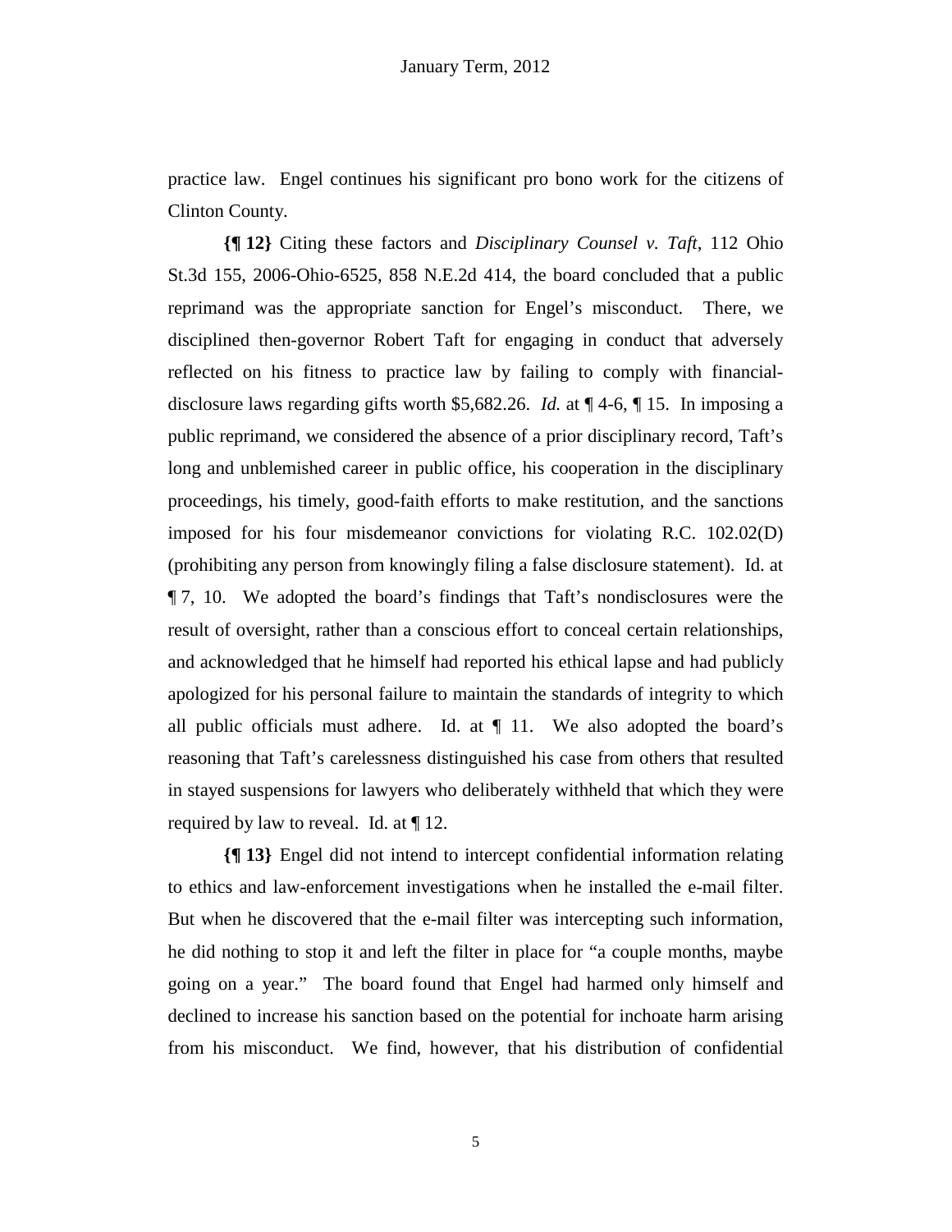practice law. Engel continues his significant pro bono work for the citizens of Clinton County.

**{¶ 12}** Citing these factors and *Disciplinary Counsel v. Taft*, 112 Ohio St.3d 155, 2006-Ohio-6525, 858 N.E.2d 414, the board concluded that a public reprimand was the appropriate sanction for Engel's misconduct. There, we disciplined then-governor Robert Taft for engaging in conduct that adversely reflected on his fitness to practice law by failing to comply with financial-disclosure laws regarding gifts worth $5,682.26. *Id.* at ¶ 4-6, ¶ 15. In imposing a public reprimand, we considered the absence of a prior disciplinary record, Taft's long and unblemished career in public office, his cooperation in the disciplinary proceedings, his timely, good-faith efforts to make restitution, and the sanctions imposed for his four misdemeanor convictions for violating R.C. 102.02(D) (prohibiting any person from knowingly filing a false disclosure statement). Id. at ¶ 7, 10. We adopted the board's findings that Taft's nondisclosures were the result of oversight, rather than a conscious effort to conceal certain relationships, and acknowledged that he himself had reported his ethical lapse and had publicly apologized for his personal failure to maintain the standards of integrity to which all public officials must adhere. Id. at ¶ 11. We also adopted the board's reasoning that Taft's carelessness distinguished his case from others that resulted in stayed suspensions for lawyers who deliberately withheld that which they were required by law to reveal. Id. at ¶ 12.

**{¶ 13}** Engel did not intend to intercept confidential information relating to ethics and law-enforcement investigations when he installed the e-mail filter. But when he discovered that the e-mail filter was intercepting such information, he did nothing to stop it and left the filter in place for "a couple months, maybe going on a year." The board found that Engel had harmed only himself and declined to increase his sanction based on the potential for inchoate harm arising from his misconduct. We find, however, that his distribution of confidential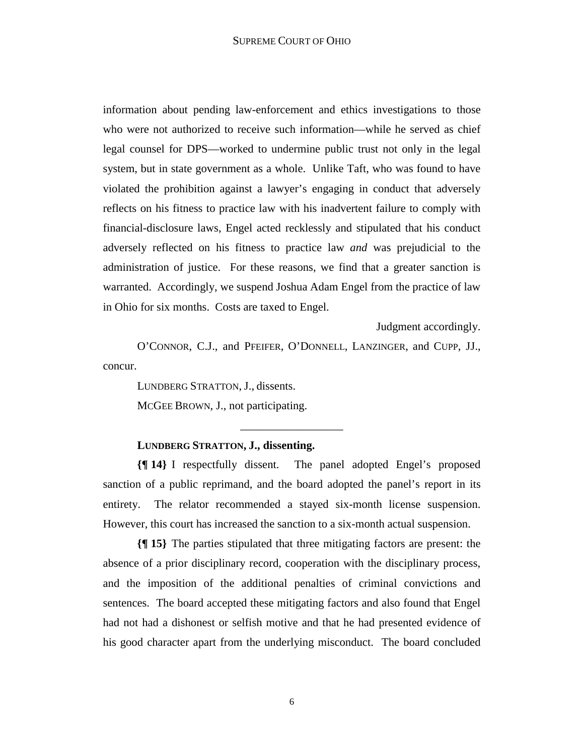information about pending law-enforcement and ethics investigations to those who were not authorized to receive such information—while he served as chief legal counsel for DPS—worked to undermine public trust not only in the legal system, but in state government as a whole. Unlike Taft, who was found to have violated the prohibition against a lawyer's engaging in conduct that adversely reflects on his fitness to practice law with his inadvertent failure to comply with financial-disclosure laws, Engel acted recklessly and stipulated that his conduct adversely reflected on his fitness to practice law *and* was prejudicial to the administration of justice. For these reasons, we find that a greater sanction is warranted. Accordingly, we suspend Joshua Adam Engel from the practice of law in Ohio for six months. Costs are taxed to Engel.

Judgment accordingly.

O'CONNOR, C.J., and PFEIFER, O'DONNELL, LANZINGER, and CUPP, JJ., concur.

LUNDBERG STRATTON, J., dissents.

MCGEE BROWN, J., not participating.

---

**LUNDBERG STRATTON, J., dissenting.**

**{¶ 14}** I respectfully dissent. The panel adopted Engel's proposed sanction of a public reprimand, and the board adopted the panel's report in its entirety. The relator recommended a stayed six-month license suspension. However, this court has increased the sanction to a six-month actual suspension.

**{¶ 15}** The parties stipulated that three mitigating factors are present: the absence of a prior disciplinary record, cooperation with the disciplinary process, and the imposition of the additional penalties of criminal convictions and sentences. The board accepted these mitigating factors and also found that Engel had not had a dishonest or selfish motive and that he had presented evidence of his good character apart from the underlying misconduct. The board concluded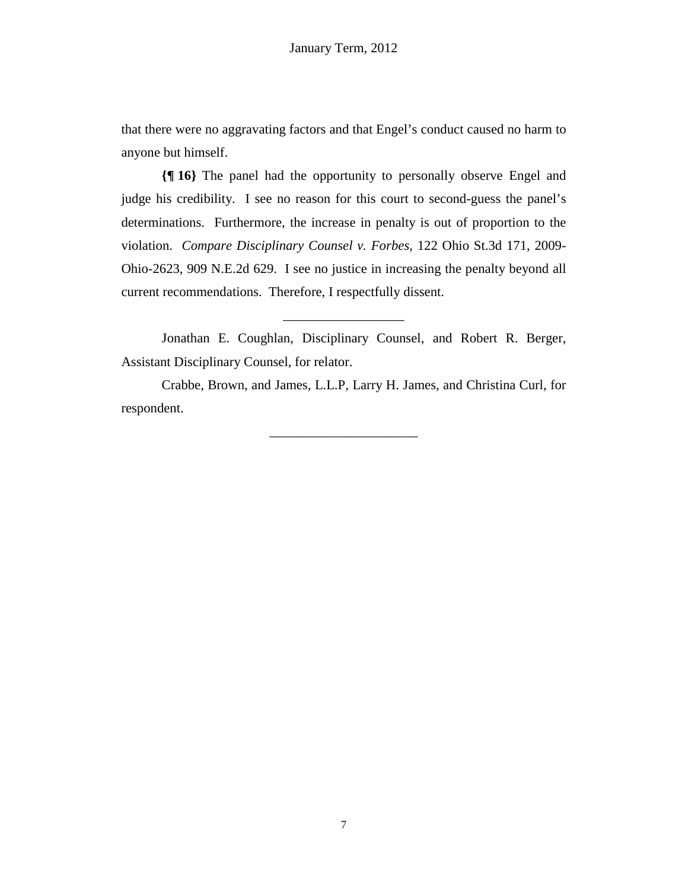that there were no aggravating factors and that Engel's conduct caused no harm to anyone but himself.

**{¶ 16}** The panel had the opportunity to personally observe Engel and judge his credibility. I see no reason for this court to second-guess the panel's determinations. Furthermore, the increase in penalty is out of proportion to the violation. *Compare Disciplinary Counsel v. Forbes,* 122 Ohio St.3d 171, 2009-Ohio-2623, 909 N.E.2d 629. I see no justice in increasing the penalty beyond all current recommendations. Therefore, I respectfully dissent.

---

Jonathan E. Coughlan, Disciplinary Counsel, and Robert R. Berger, Assistant Disciplinary Counsel, for relator.

Crabbe, Brown, and James, L.L.P, Larry H. James, and Christina Curl, for respondent.

---